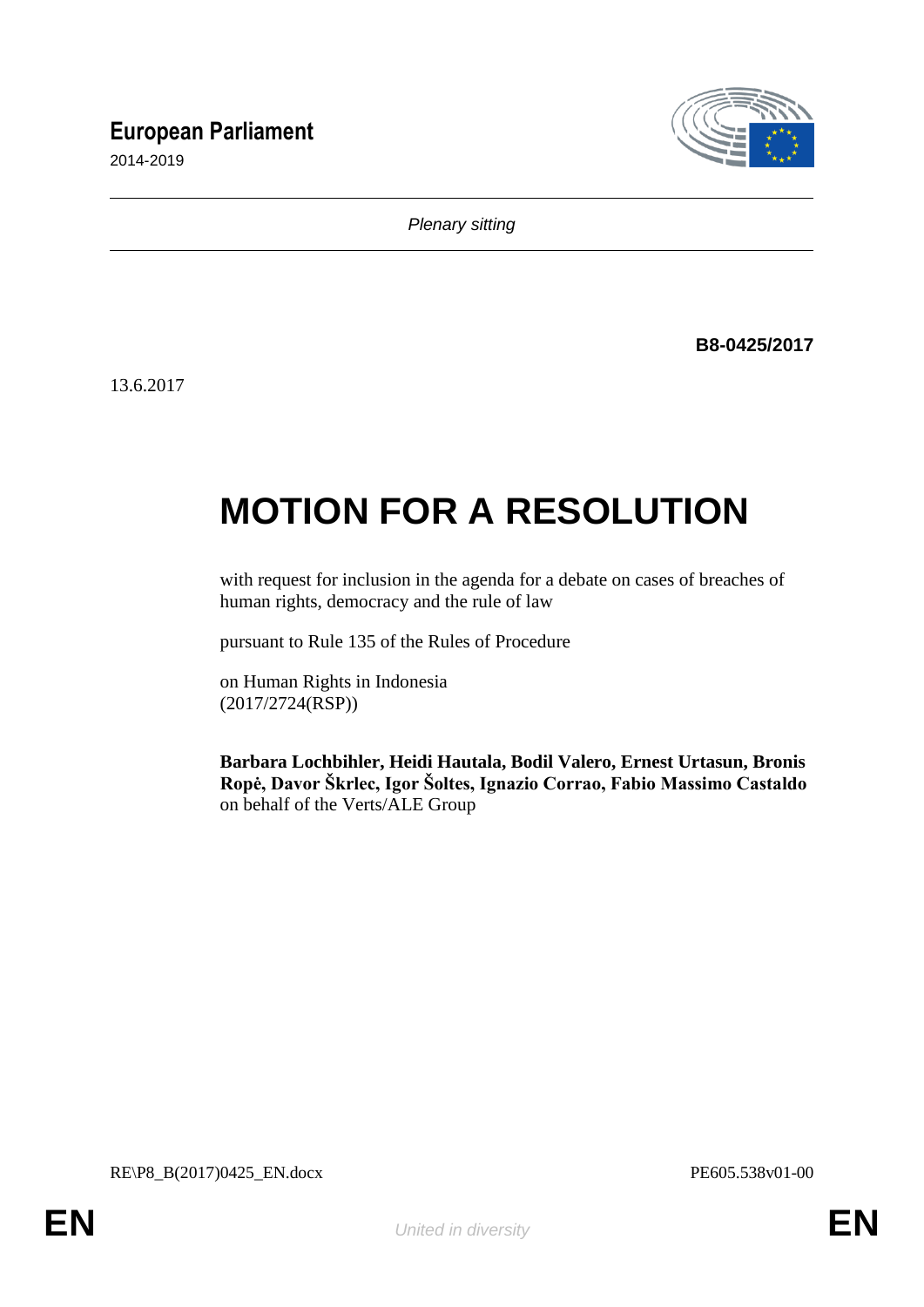**European Parliament**

2014-2019

*Plenary sitting*

**B8-0425/2017**

13.6.2017

# MOTION FOR A RESOLUTION

with request for inclusion in the agenda for a debate on cases of breaches of human rights, democracy and the rule of law

pursuant to Rule 135 of the Rules of Procedure

on Human Rights in Indonesia
(2017/2724(RSP))

**Barbara Lochbihler, Heidi Hautala, Bodil Valero, Ernest Urtasun, Bronis Ropė, Davor Škrlec, Igor Šoltes, Ignazio Corrao, Fabio Massimo Castaldo**
on behalf of the Verts/ALE Group

RE\P8_B(2017)0425_EN.docx

PE605.538v01-00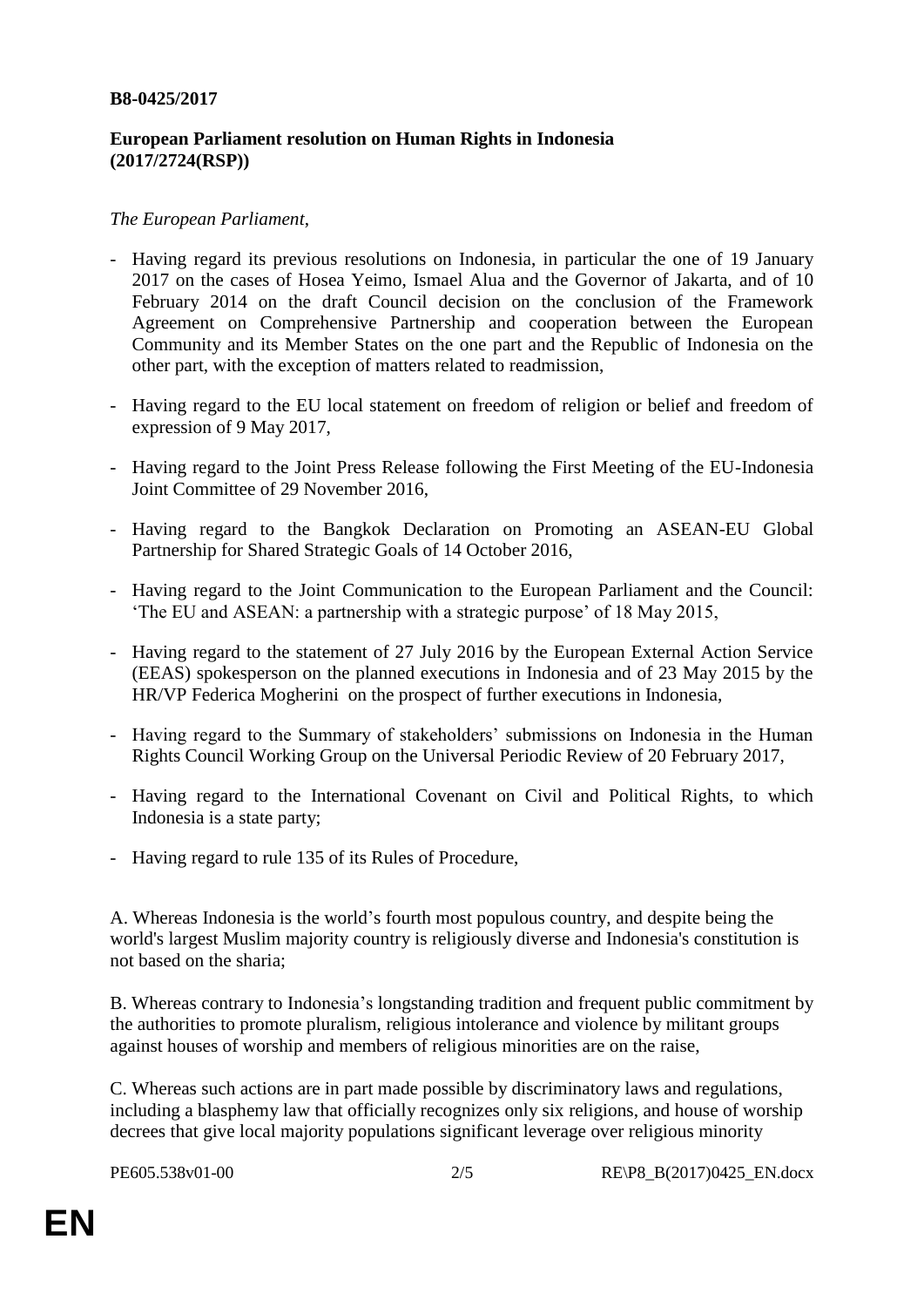**B8-0425/2017**

**European Parliament resolution on Human Rights in Indonesia (2017/2724(RSP))**

*The European Parliament*,

- Having regard its previous resolutions on Indonesia, in particular the one of 19 January 2017 on the cases of Hosea Yeimo, Ismael Alua and the Governor of Jakarta, and of 10 February 2014 on the draft Council decision on the conclusion of the Framework Agreement on Comprehensive Partnership and cooperation between the European Community and its Member States on the one part and the Republic of Indonesia on the other part, with the exception of matters related to readmission,

- Having regard to the EU local statement on freedom of religion or belief and freedom of expression of 9 May 2017,

- Having regard to the Joint Press Release following the First Meeting of the EU-Indonesia Joint Committee of 29 November 2016,

- Having regard to the Bangkok Declaration on Promoting an ASEAN-EU Global Partnership for Shared Strategic Goals of 14 October 2016,

- Having regard to the Joint Communication to the European Parliament and the Council: 'The EU and ASEAN: a partnership with a strategic purpose' of 18 May 2015,

- Having regard to the statement of 27 July 2016 by the European External Action Service (EEAS) spokesperson on the planned executions in Indonesia and of 23 May 2015 by the HR/VP Federica Mogherini on the prospect of further executions in Indonesia,

- Having regard to the Summary of stakeholders' submissions on Indonesia in the Human Rights Council Working Group on the Universal Periodic Review of 20 February 2017,

- Having regard to the International Covenant on Civil and Political Rights, to which Indonesia is a state party;

- Having regard to rule 135 of its Rules of Procedure,

A. Whereas Indonesia is the world's fourth most populous country, and despite being the world's largest Muslim majority country is religiously diverse and Indonesia's constitution is not based on the sharia;

B. Whereas contrary to Indonesia's longstanding tradition and frequent public commitment by the authorities to promote pluralism, religious intolerance and violence by militant groups against houses of worship and members of religious minorities are on the raise,

C. Whereas such actions are in part made possible by discriminatory laws and regulations, including a blasphemy law that officially recognizes only six religions, and house of worship decrees that give local majority populations significant leverage over religious minority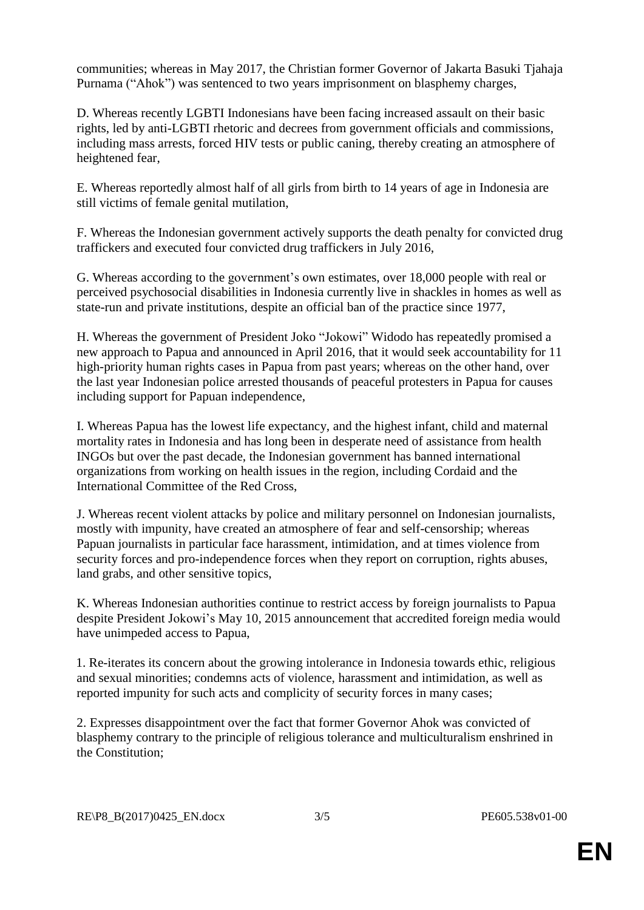communities; whereas in May 2017, the Christian former Governor of Jakarta Basuki Tjahaja Purnama (“Ahok”) was sentenced to two years imprisonment on blasphemy charges,

D. Whereas recently LGBTI Indonesians have been facing increased assault on their basic rights, led by anti-LGBTI rhetoric and decrees from government officials and commissions, including mass arrests, forced HIV tests or public caning, thereby creating an atmosphere of heightened fear,

E. Whereas reportedly almost half of all girls from birth to 14 years of age in Indonesia are still victims of female genital mutilation,

F. Whereas the Indonesian government actively supports the death penalty for convicted drug traffickers and executed four convicted drug traffickers in July 2016,

G. Whereas according to the government’s own estimates, over 18,000 people with real or perceived psychosocial disabilities in Indonesia currently live in shackles in homes as well as state-run and private institutions, despite an official ban of the practice since 1977,

H. Whereas the government of President Joko “Jokowi” Widodo has repeatedly promised a new approach to Papua and announced in April 2016, that it would seek accountability for 11 high-priority human rights cases in Papua from past years; whereas on the other hand, over the last year Indonesian police arrested thousands of peaceful protesters in Papua for causes including support for Papuan independence,

I. Whereas Papua has the lowest life expectancy, and the highest infant, child and maternal mortality rates in Indonesia and has long been in desperate need of assistance from health INGOs but over the past decade, the Indonesian government has banned international organizations from working on health issues in the region, including Cordaid and the International Committee of the Red Cross,

J. Whereas recent violent attacks by police and military personnel on Indonesian journalists, mostly with impunity, have created an atmosphere of fear and self-censorship; whereas Papuan journalists in particular face harassment, intimidation, and at times violence from security forces and pro-independence forces when they report on corruption, rights abuses, land grabs, and other sensitive topics,

K. Whereas Indonesian authorities continue to restrict access by foreign journalists to Papua despite President Jokowi’s May 10, 2015 announcement that accredited foreign media would have unimpeded access to Papua,

1. Re-iterates its concern about the growing intolerance in Indonesia towards ethic, religious and sexual minorities; condemns acts of violence, harassment and intimidation, as well as reported impunity for such acts and complicity of security forces in many cases;

2. Expresses disappointment over the fact that former Governor Ahok was convicted of blasphemy contrary to the principle of religious tolerance and multiculturalism enshrined in the Constitution;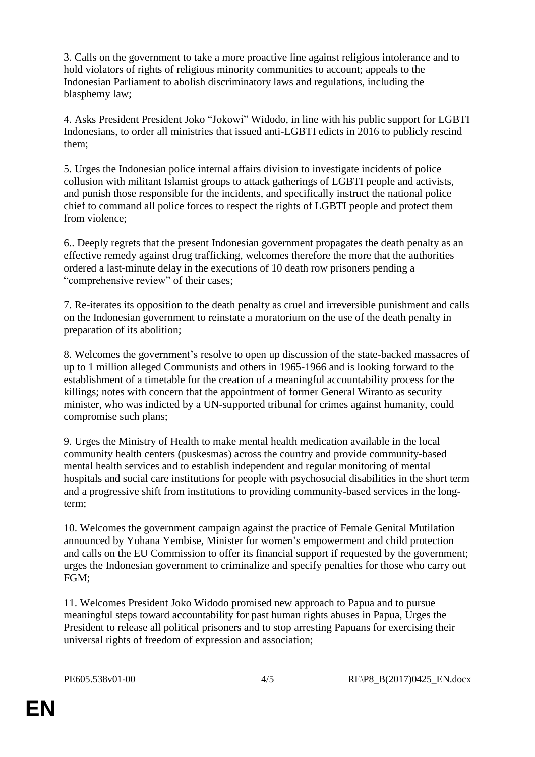3. Calls on the government to take a more proactive line against religious intolerance and to hold violators of rights of religious minority communities to account; appeals to the Indonesian Parliament to abolish discriminatory laws and regulations, including the blasphemy law;

4. Asks President President Joko “Jokowi” Widodo, in line with his public support for LGBTI Indonesians, to order all ministries that issued anti-LGBTI edicts in 2016 to publicly rescind them;

5. Urges the Indonesian police internal affairs division to investigate incidents of police collusion with militant Islamist groups to attack gatherings of LGBTI people and activists, and punish those responsible for the incidents, and specifically instruct the national police chief to command all police forces to respect the rights of LGBTI people and protect them from violence;

6.. Deeply regrets that the present Indonesian government propagates the death penalty as an effective remedy against drug trafficking, welcomes therefore the more that the authorities ordered a last-minute delay in the executions of 10 death row prisoners pending a “comprehensive review” of their cases;

7. Re-iterates its opposition to the death penalty as cruel and irreversible punishment and calls on the Indonesian government to reinstate a moratorium on the use of the death penalty in preparation of its abolition;

8. Welcomes the government’s resolve to open up discussion of the state-backed massacres of up to 1 million alleged Communists and others in 1965-1966 and is looking forward to the establishment of a timetable for the creation of a meaningful accountability process for the killings; notes with concern that the appointment of former General Wiranto as security minister, who was indicted by a UN-supported tribunal for crimes against humanity, could compromise such plans;

9. Urges the Ministry of Health to make mental health medication available in the local community health centers (puskesmas) across the country and provide community-based mental health services and to establish independent and regular monitoring of mental hospitals and social care institutions for people with psychosocial disabilities in the short term and a progressive shift from institutions to providing community-based services in the long-term;

10. Welcomes the government campaign against the practice of Female Genital Mutilation announced by Yohana Yembise, Minister for women’s empowerment and child protection and calls on the EU Commission to offer its financial support if requested by the government; urges the Indonesian government to criminalize and specify penalties for those who carry out FGM;

11. Welcomes President Joko Widodo promised new approach to Papua and to pursue meaningful steps toward accountability for past human rights abuses in Papua, Urges the President to release all political prisoners and to stop arresting Papuans for exercising their universal rights of freedom of expression and association;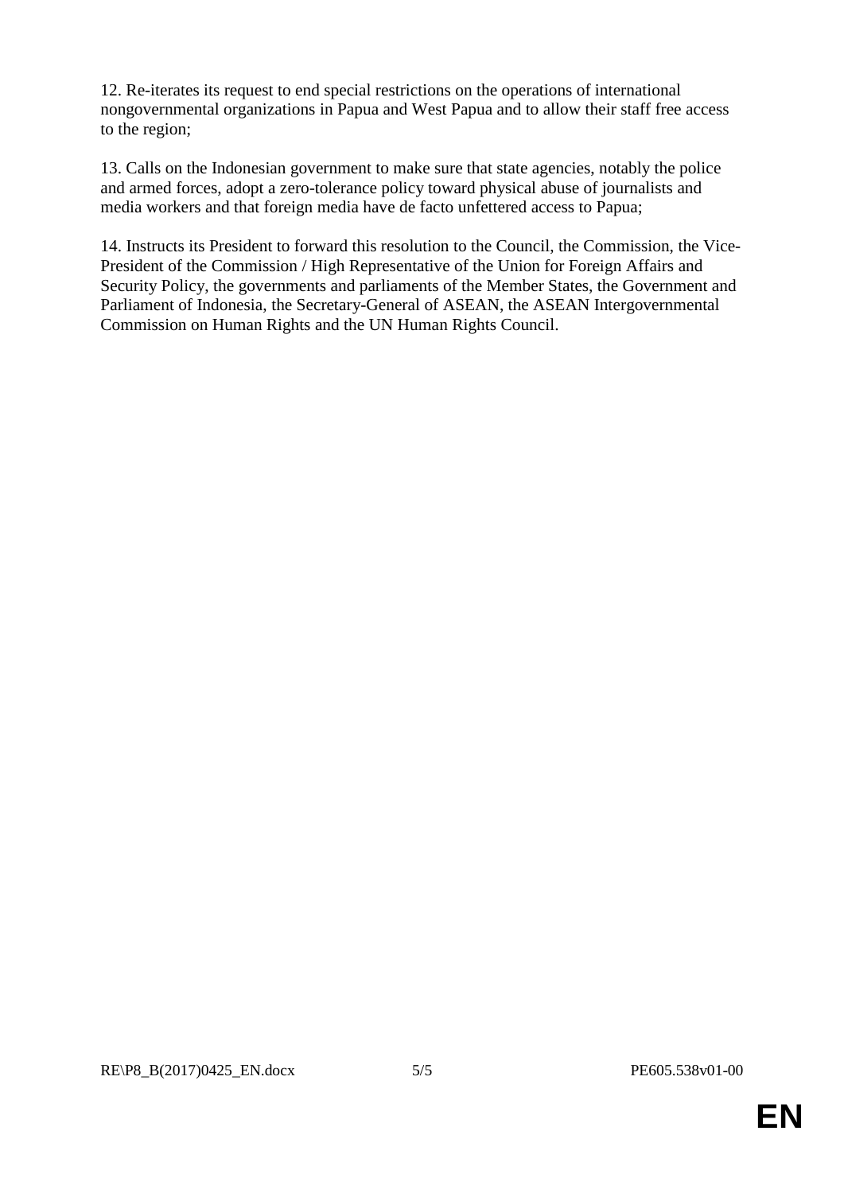12. Re-iterates its request to end special restrictions on the operations of international nongovernmental organizations in Papua and West Papua and to allow their staff free access to the region;

13. Calls on the Indonesian government to make sure that state agencies, notably the police and armed forces, adopt a zero-tolerance policy toward physical abuse of journalists and media workers and that foreign media have de facto unfettered access to Papua;

14. Instructs its President to forward this resolution to the Council, the Commission, the Vice-President of the Commission / High Representative of the Union for Foreign Affairs and Security Policy, the governments and parliaments of the Member States, the Government and Parliament of Indonesia, the Secretary-General of ASEAN, the ASEAN Intergovernmental Commission on Human Rights and the UN Human Rights Council.